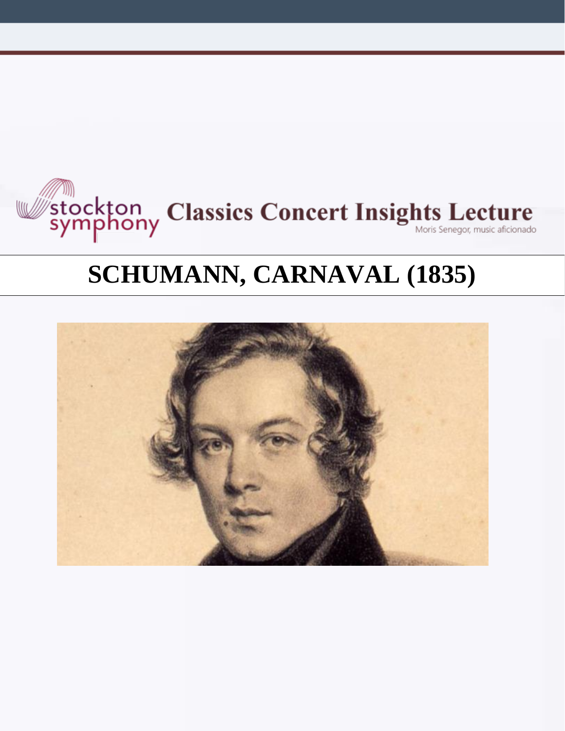stockton symphony **Classics Concert Insights Lecture**

Moris Senegor, music aficionado

# SCHUMANN, CARNAVAL (1835)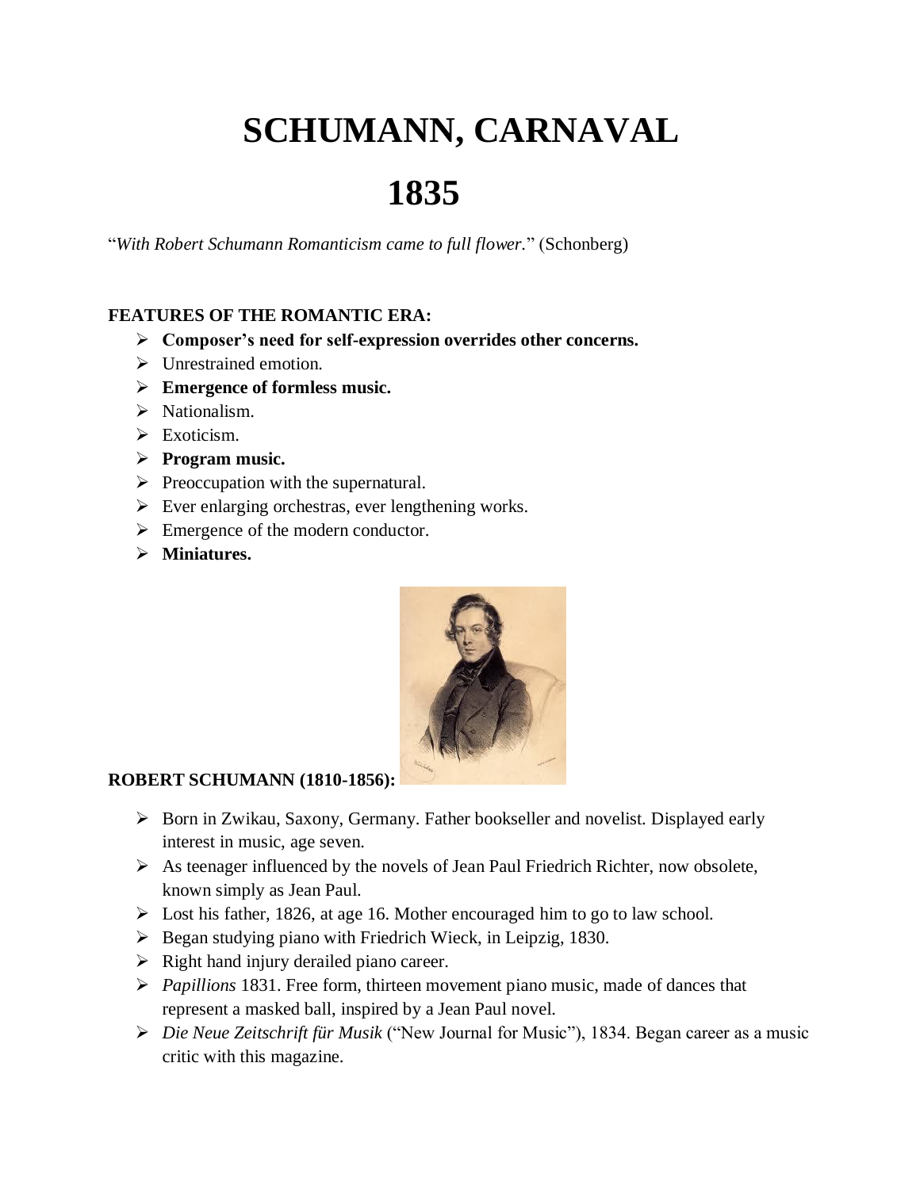# SCHUMANN, CARNAVAL

# 1835

"*With Robert Schumann Romanticism came to full flower.*" (Schonberg)

**FEATURES OF THE ROMANTIC ERA:**

- **Composer's need for self-expression overrides other concerns.**
- Unrestrained emotion.
- **Emergence of formless music.**
- Nationalism.
- Exoticism.
- **Program music.**
- Preoccupation with the supernatural.
- Ever enlarging orchestras, ever lengthening works.
- Emergence of the modern conductor.
- **Miniatures.**

**ROBERT SCHUMANN (1810-1856):**

- Born in Zwikau, Saxony, Germany. Father bookseller and novelist. Displayed early interest in music, age seven.
- As teenager influenced by the novels of Jean Paul Friedrich Richter, now obsolete, known simply as Jean Paul.
- Lost his father, 1826, at age 16. Mother encouraged him to go to law school.
- Began studying piano with Friedrich Wieck, in Leipzig, 1830.
- Right hand injury derailed piano career.
- *Papillions* 1831. Free form, thirteen movement piano music, made of dances that represent a masked ball, inspired by a Jean Paul novel.
- *Die Neue Zeitschrift für Musik* ("New Journal for Music"), 1834. Began career as a music critic with this magazine.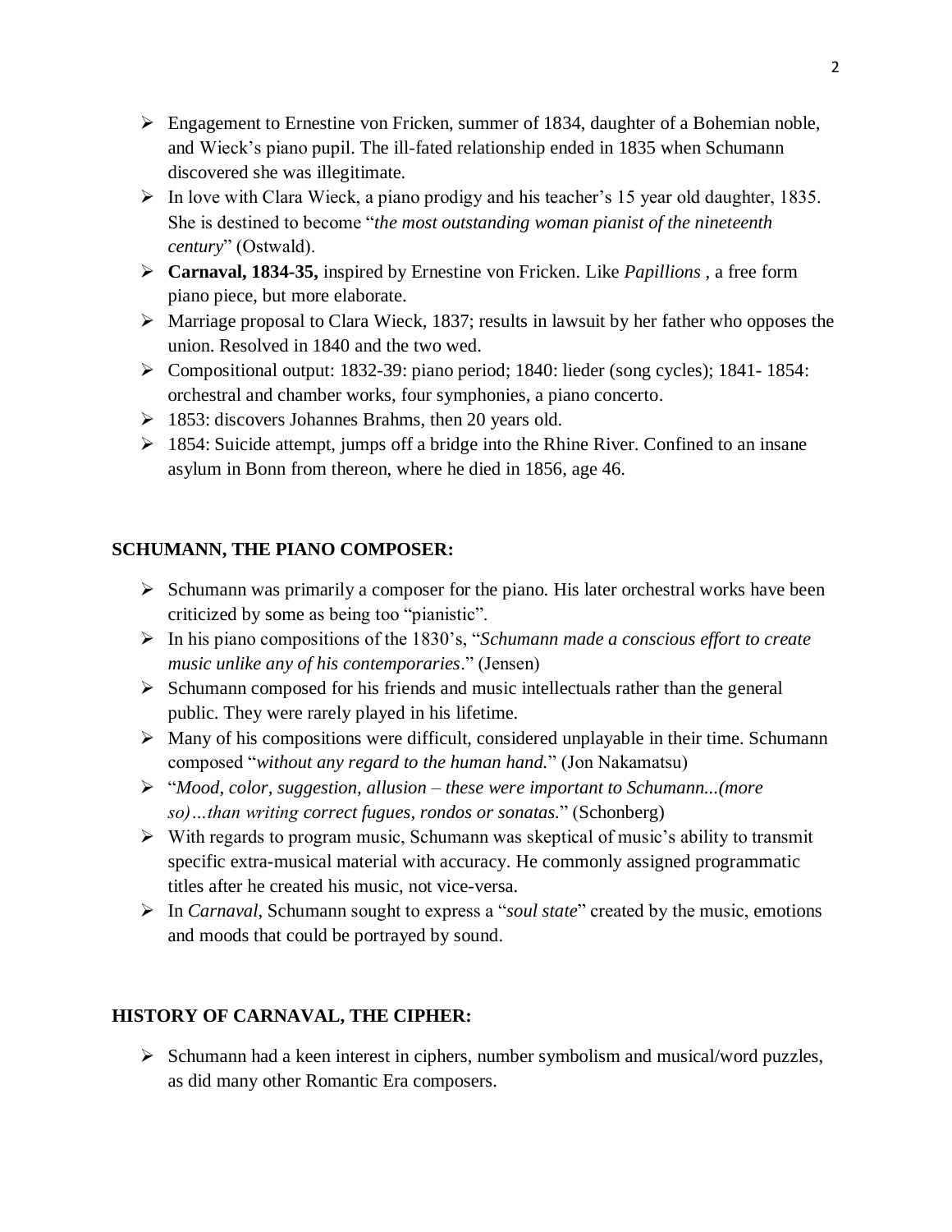- Engagement to Ernestine von Fricken, summer of 1834, daughter of a Bohemian noble, and Wieck's piano pupil. The ill-fated relationship ended in 1835 when Schumann discovered she was illegitimate.
- In love with Clara Wieck, a piano prodigy and his teacher's 15 year old daughter, 1835. She is destined to become "*the most outstanding woman pianist of the nineteenth century*" (Ostwald).
- **Carnaval, 1834-35,** inspired by Ernestine von Fricken. Like *Papillions* , a free form piano piece, but more elaborate.
- Marriage proposal to Clara Wieck, 1837; results in lawsuit by her father who opposes the union. Resolved in 1840 and the two wed.
- Compositional output: 1832-39: piano period; 1840: lieder (song cycles); 1841- 1854: orchestral and chamber works, four symphonies, a piano concerto.
- 1853: discovers Johannes Brahms, then 20 years old.
- 1854: Suicide attempt, jumps off a bridge into the Rhine River. Confined to an insane asylum in Bonn from thereon, where he died in 1856, age 46.

## SCHUMANN, THE PIANO COMPOSER:

- Schumann was primarily a composer for the piano. His later orchestral works have been criticized by some as being too "pianistic".
- In his piano compositions of the 1830's, "*Schumann made a conscious effort to create music unlike any of his contemporaries*." (Jensen)
- Schumann composed for his friends and music intellectuals rather than the general public. They were rarely played in his lifetime.
- Many of his compositions were difficult, considered unplayable in their time. Schumann composed "*without any regard to the human hand.*" (Jon Nakamatsu)
- "*Mood, color, suggestion, allusion – these were important to Schumann...(more so)…than writing correct fugues, rondos or sonatas.*" (Schonberg)
- With regards to program music, Schumann was skeptical of music's ability to transmit specific extra-musical material with accuracy. He commonly assigned programmatic titles after he created his music, not vice-versa.
- In *Carnaval*, Schumann sought to express a "*soul state*" created by the music, emotions and moods that could be portrayed by sound.

## HISTORY OF CARNAVAL, THE CIPHER:

- Schumann had a keen interest in ciphers, number symbolism and musical/word puzzles, as did many other Romantic Era composers.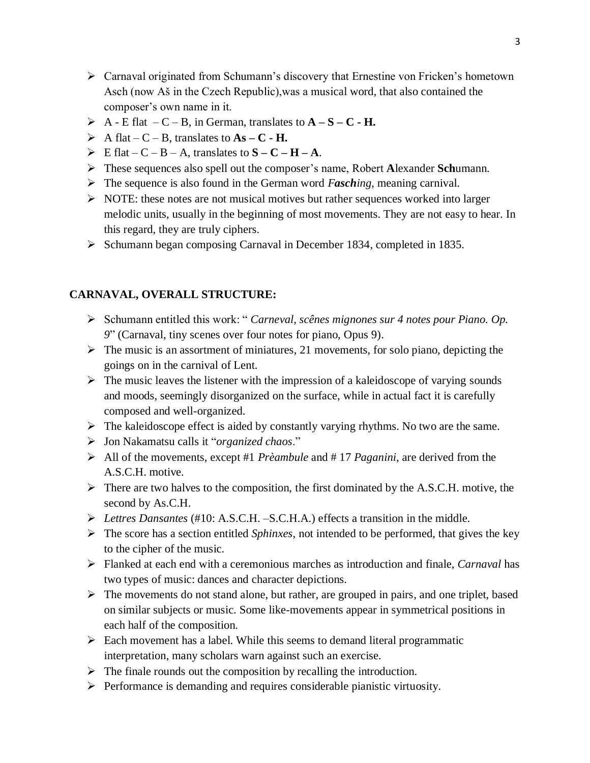- Carnaval originated from Schumann's discovery that Ernestine von Fricken's hometown Asch (now Aš in the Czech Republic),was a musical word, that also contained the composer's own name in it.
- A - E flat – C – B, in German, translates to **A – S – C - H.**
- A flat – C – B, translates to **As – C - H.**
- E flat – C – B – A, translates to **S – C – H – A**.
- These sequences also spell out the composer's name, Robert **A**lexander **Sch**umann.
- The sequence is also found in the German word ***F*asch*ing***, meaning carnival.
- NOTE: these notes are not musical motives but rather sequences worked into larger melodic units, usually in the beginning of most movements. They are not easy to hear. In this regard, they are truly ciphers.
- Schumann began composing Carnaval in December 1834, completed in 1835.

**CARNAVAL, OVERALL STRUCTURE:**

- Schumann entitled this work: " *Carneval, scênes mignones sur 4 notes pour Piano. Op. 9*" (Carnaval, tiny scenes over four notes for piano, Opus 9).
- The music is an assortment of miniatures, 21 movements, for solo piano, depicting the goings on in the carnival of Lent.
- The music leaves the listener with the impression of a kaleidoscope of varying sounds and moods, seemingly disorganized on the surface, while in actual fact it is carefully composed and well-organized.
- The kaleidoscope effect is aided by constantly varying rhythms. No two are the same.
- Jon Nakamatsu calls it "*organized chaos*."
- All of the movements, except #1 *Prèambule* and # 17 *Paganini*, are derived from the A.S.C.H. motive.
- There are two halves to the composition, the first dominated by the A.S.C.H. motive, the second by As.C.H.
- *Lettres Dansantes* (#10: A.S.C.H. –S.C.H.A.) effects a transition in the middle.
- The score has a section entitled *Sphinxes*, not intended to be performed, that gives the key to the cipher of the music.
- Flanked at each end with a ceremonious marches as introduction and finale, *Carnaval* has two types of music: dances and character depictions.
- The movements do not stand alone, but rather, are grouped in pairs, and one triplet, based on similar subjects or music. Some like-movements appear in symmetrical positions in each half of the composition.
- Each movement has a label. While this seems to demand literal programmatic interpretation, many scholars warn against such an exercise.
- The finale rounds out the composition by recalling the introduction.
- Performance is demanding and requires considerable pianistic virtuosity.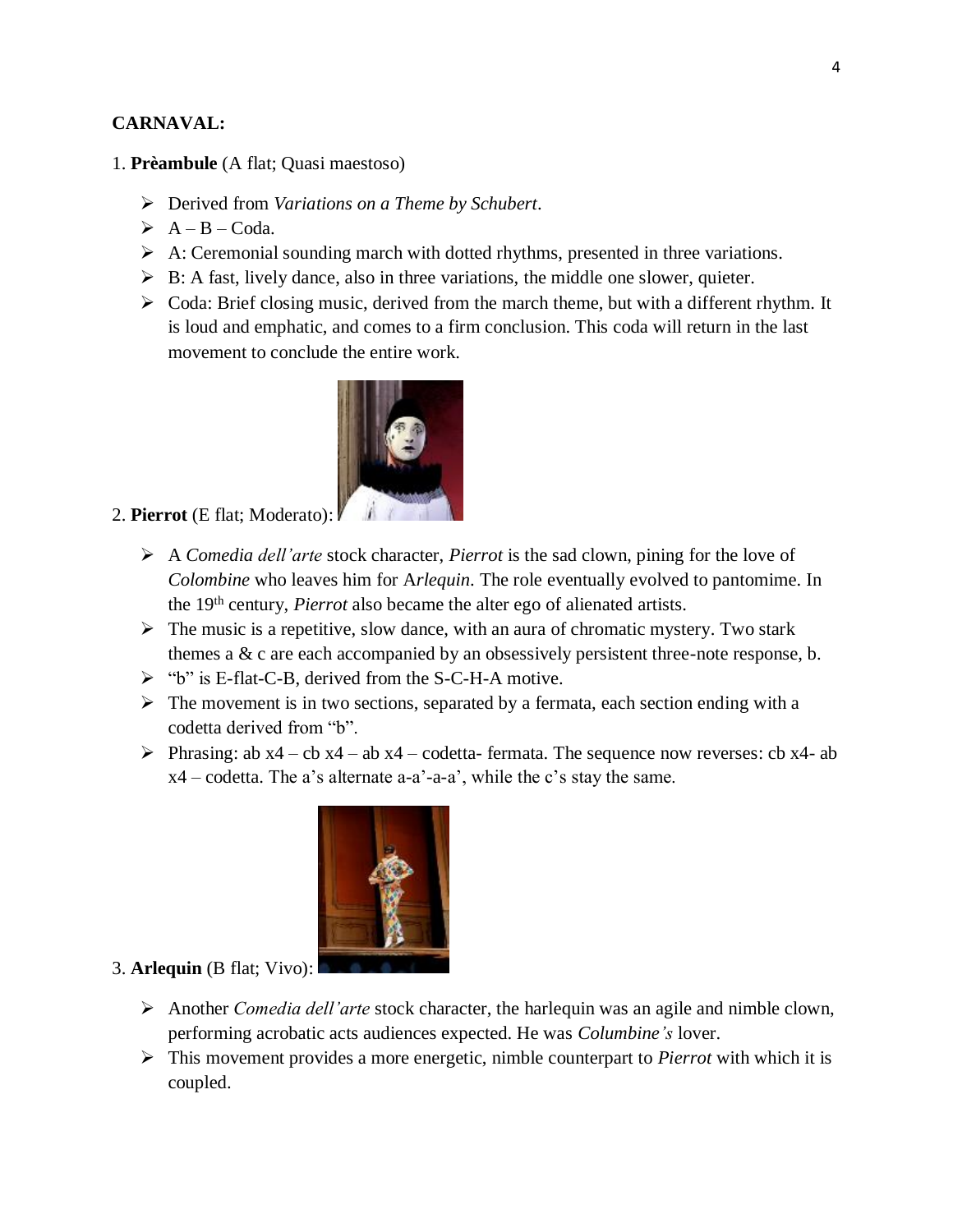**CARNAVAL:**

1. **Prèambule** (A flat; Quasi maestoso)

- Derived from *Variations on a Theme by Schubert*.
- A – B – Coda.
- A: Ceremonial sounding march with dotted rhythms, presented in three variations.
- B: A fast, lively dance, also in three variations, the middle one slower, quieter.
- Coda: Brief closing music, derived from the march theme, but with a different rhythm. It is loud and emphatic, and comes to a firm conclusion. This coda will return in the last movement to conclude the entire work.

2. **Pierrot** (E flat; Moderato):

- A *Comedia dell'arte* stock character, *Pierrot* is the sad clown, pining for the love of *Colombine* who leaves him for A*rlequin*. The role eventually evolved to pantomime. In the 19th century, *Pierrot* also became the alter ego of alienated artists.
- The music is a repetitive, slow dance, with an aura of chromatic mystery. Two stark themes a & c are each accompanied by an obsessively persistent three-note response, b.
- "b" is E-flat-C-B, derived from the S-C-H-A motive.
- The movement is in two sections, separated by a fermata, each section ending with a codetta derived from "b".
- Phrasing: ab x4 – cb x4 – ab x4 – codetta- fermata. The sequence now reverses: cb x4- ab x4 – codetta. The a's alternate a-a'-a-a', while the c's stay the same.

3. **Arlequin** (B flat; Vivo):

- Another *Comedia dell'arte* stock character, the harlequin was an agile and nimble clown, performing acrobatic acts audiences expected. He was *Columbine's* lover.
- This movement provides a more energetic, nimble counterpart to *Pierrot* with which it is coupled.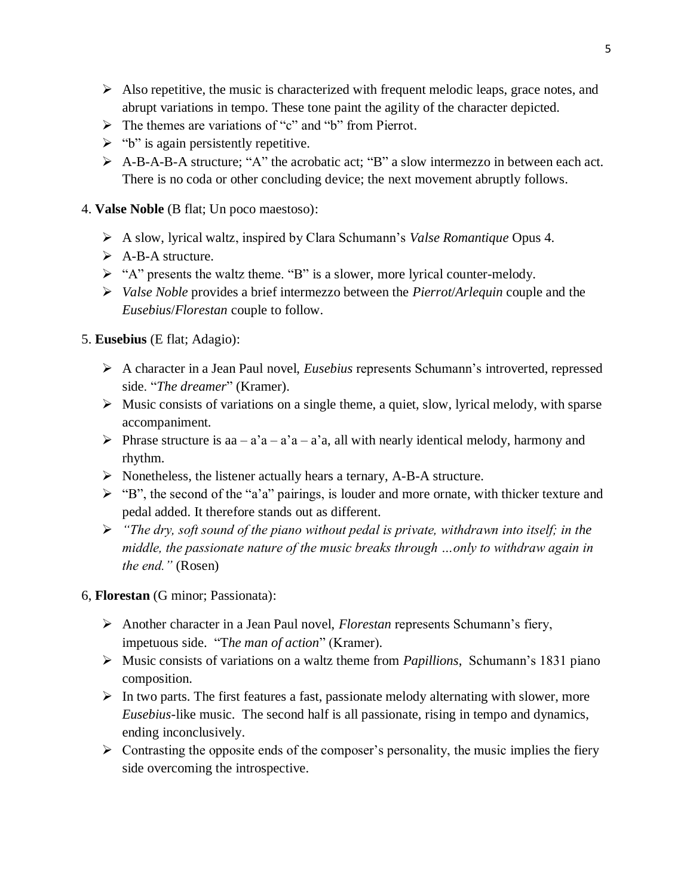- Also repetitive, the music is characterized with frequent melodic leaps, grace notes, and abrupt variations in tempo. These tone paint the agility of the character depicted.
- The themes are variations of "c" and "b" from Pierrot.
- "b" is again persistently repetitive.
- A-B-A-B-A structure; "A" the acrobatic act; "B" a slow intermezzo in between each act. There is no coda or other concluding device; the next movement abruptly follows.

4. **Valse Noble** (B flat; Un poco maestoso):

- A slow, lyrical waltz, inspired by Clara Schumann's *Valse Romantique* Opus 4.
- A-B-A structure.
- "A" presents the waltz theme. "B" is a slower, more lyrical counter-melody.
- *Valse Noble* provides a brief intermezzo between the *Pierrot*/*Arlequin* couple and the *Eusebius*/*Florestan* couple to follow.

5. **Eusebius** (E flat; Adagio):

- A character in a Jean Paul novel, *Eusebius* represents Schumann's introverted, repressed side. "*The dreamer*" (Kramer).
- Music consists of variations on a single theme, a quiet, slow, lyrical melody, with sparse accompaniment.
- Phrase structure is aa – a'a – a'a – a'a, all with nearly identical melody, harmony and rhythm.
- Nonetheless, the listener actually hears a ternary, A-B-A structure.
- "B", the second of the "a'a" pairings, is louder and more ornate, with thicker texture and pedal added. It therefore stands out as different.
- *"The dry, soft sound of the piano without pedal is private, withdrawn into itself; in the middle, the passionate nature of the music breaks through …only to withdraw again in the end."* (Rosen)

6, **Florestan** (G minor; Passionata):

- Another character in a Jean Paul novel, *Florestan* represents Schumann's fiery, impetuous side. "T*he man of action*" (Kramer).
- Music consists of variations on a waltz theme from *Papillions*, Schumann's 1831 piano composition.
- In two parts. The first features a fast, passionate melody alternating with slower, more *Eusebius*-like music. The second half is all passionate, rising in tempo and dynamics, ending inconclusively.
- Contrasting the opposite ends of the composer's personality, the music implies the fiery side overcoming the introspective.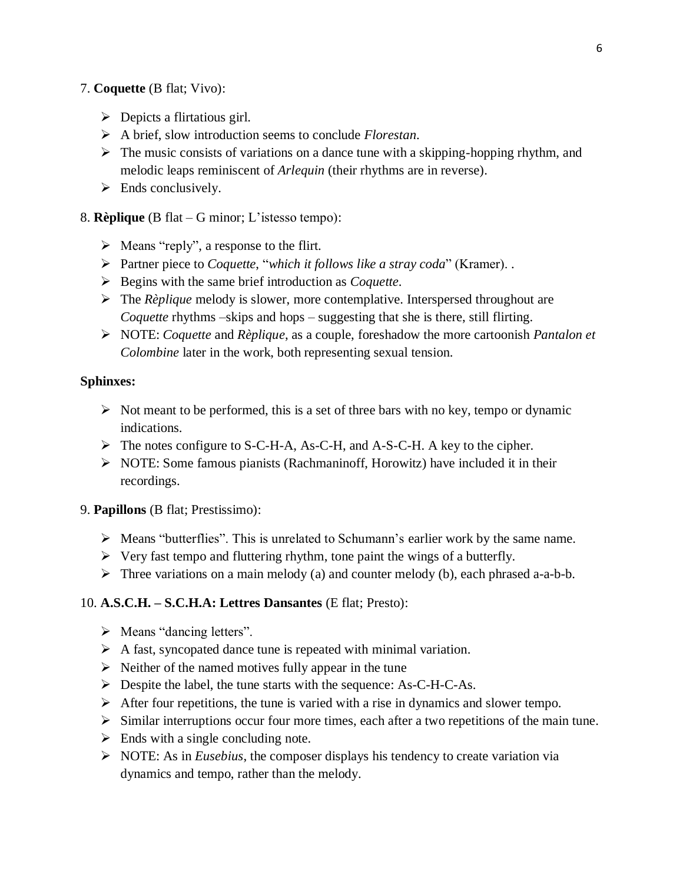7. **Coquette** (B flat; Vivo):

- Depicts a flirtatious girl.
- A brief, slow introduction seems to conclude *Florestan*.
- The music consists of variations on a dance tune with a skipping-hopping rhythm, and melodic leaps reminiscent of *Arlequin* (their rhythms are in reverse).
- Ends conclusively.

8. **Rèplique** (B flat – G minor; L'istesso tempo):

- Means "reply", a response to the flirt.
- Partner piece to *Coquette*, "*which it follows like a stray coda*" (Kramer). .
- Begins with the same brief introduction as *Coquette*.
- The *Rèplique* melody is slower, more contemplative. Interspersed throughout are *Coquette* rhythms –skips and hops – suggesting that she is there, still flirting.
- NOTE: *Coquette* and *Rèplique*, as a couple, foreshadow the more cartoonish *Pantalon et Colombine* later in the work, both representing sexual tension.

**Sphinxes:**

- Not meant to be performed, this is a set of three bars with no key, tempo or dynamic indications.
- The notes configure to S-C-H-A, As-C-H, and A-S-C-H. A key to the cipher.
- NOTE: Some famous pianists (Rachmaninoff, Horowitz) have included it in their recordings.

9. **Papillons** (B flat; Prestissimo):

- Means "butterflies". This is unrelated to Schumann's earlier work by the same name.
- Very fast tempo and fluttering rhythm, tone paint the wings of a butterfly.
- Three variations on a main melody (a) and counter melody (b), each phrased a-a-b-b.

10. **A.S.C.H. – S.C.H.A: Lettres Dansantes** (E flat; Presto):

- Means "dancing letters".
- A fast, syncopated dance tune is repeated with minimal variation.
- Neither of the named motives fully appear in the tune
- Despite the label, the tune starts with the sequence: As-C-H-C-As.
- After four repetitions, the tune is varied with a rise in dynamics and slower tempo.
- Similar interruptions occur four more times, each after a two repetitions of the main tune.
- Ends with a single concluding note.
- NOTE: As in *Eusebius*, the composer displays his tendency to create variation via dynamics and tempo, rather than the melody.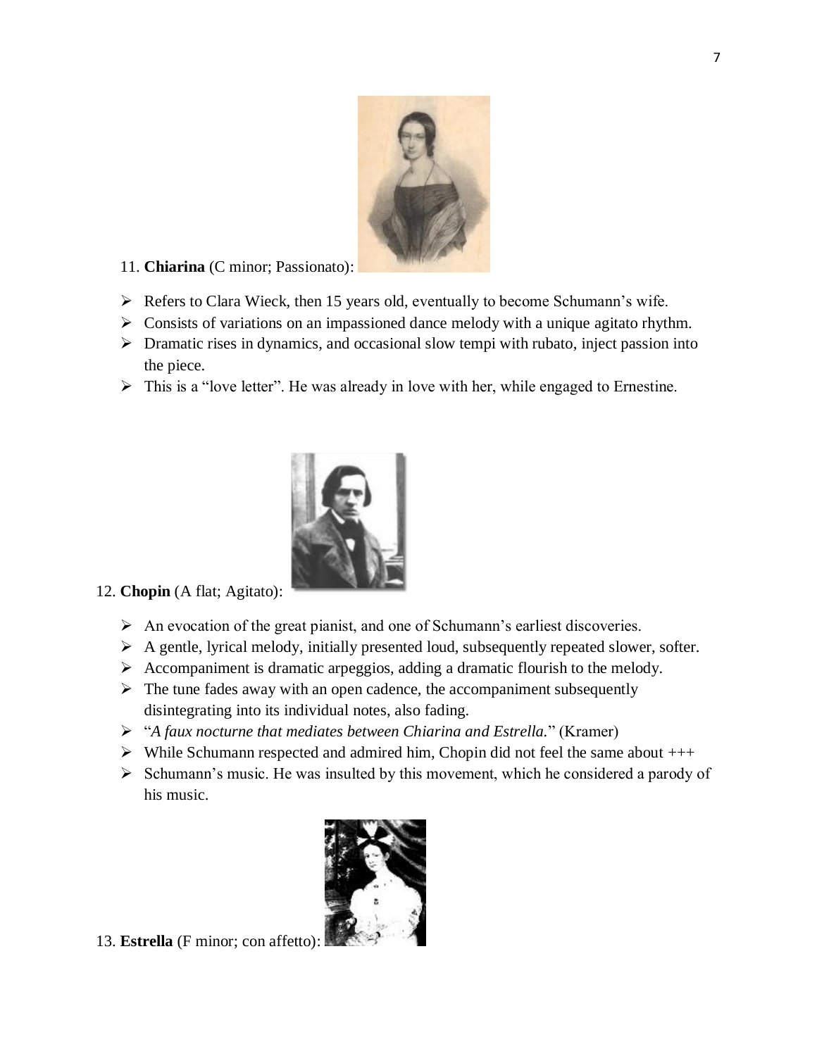11. **Chiarina** (C minor; Passionato):

- Refers to Clara Wieck, then 15 years old, eventually to become Schumann's wife.
- Consists of variations on an impassioned dance melody with a unique agitato rhythm.
- Dramatic rises in dynamics, and occasional slow tempi with rubato, inject passion into the piece.
- This is a "love letter". He was already in love with her, while engaged to Ernestine.

12. **Chopin** (A flat; Agitato):

- An evocation of the great pianist, and one of Schumann's earliest discoveries.
- A gentle, lyrical melody, initially presented loud, subsequently repeated slower, softer.
- Accompaniment is dramatic arpeggios, adding a dramatic flourish to the melody.
- The tune fades away with an open cadence, the accompaniment subsequently disintegrating into its individual notes, also fading.
- "*A faux nocturne that mediates between Chiarina and Estrella.*" (Kramer)
- While Schumann respected and admired him, Chopin did not feel the same about +++
- Schumann's music. He was insulted by this movement, which he considered a parody of his music.

13. **Estrella** (F minor; con affetto):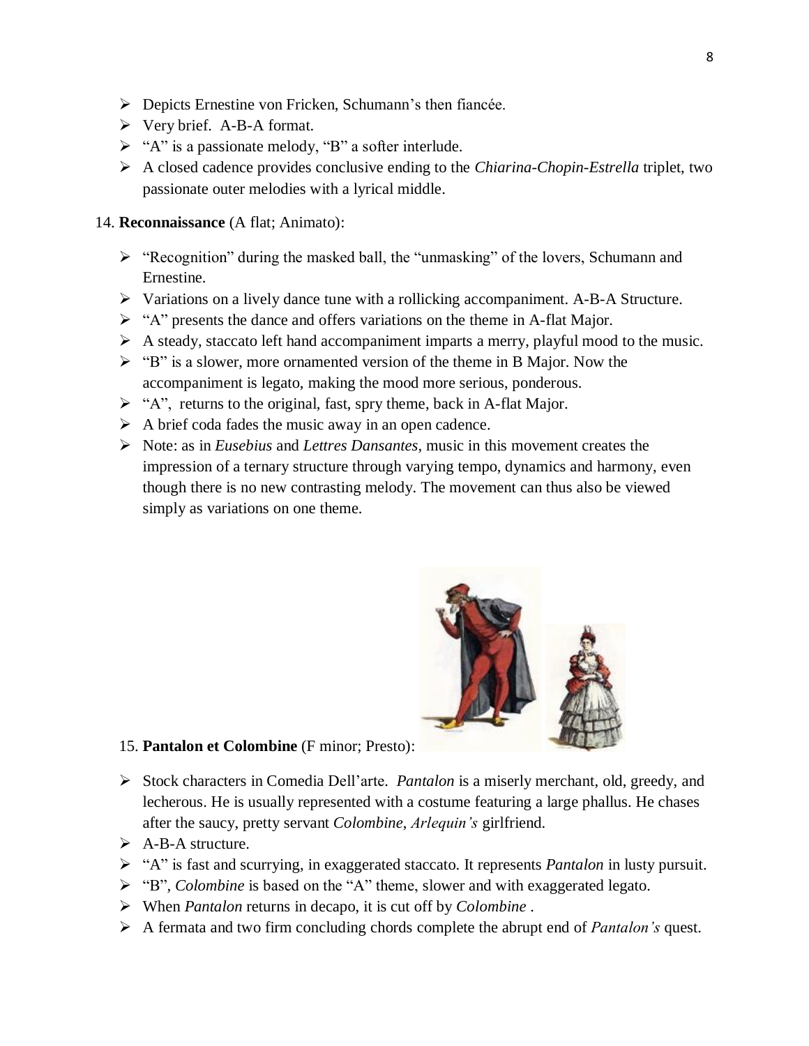- Depicts Ernestine von Fricken, Schumann's then fiancée.
- Very brief. A-B-A format.
- "A" is a passionate melody, "B" a softer interlude.
- A closed cadence provides conclusive ending to the *Chiarina-Chopin-Estrella* triplet, two passionate outer melodies with a lyrical middle.

14. **Reconnaissance** (A flat; Animato):

- "Recognition" during the masked ball, the "unmasking" of the lovers, Schumann and Ernestine.
- Variations on a lively dance tune with a rollicking accompaniment. A-B-A Structure.
- "A" presents the dance and offers variations on the theme in A-flat Major.
- A steady, staccato left hand accompaniment imparts a merry, playful mood to the music.
- "B" is a slower, more ornamented version of the theme in B Major. Now the accompaniment is legato, making the mood more serious, ponderous.
- "A", returns to the original, fast, spry theme, back in A-flat Major.
- A brief coda fades the music away in an open cadence.
- Note: as in *Eusebius* and *Lettres Dansantes*, music in this movement creates the impression of a ternary structure through varying tempo, dynamics and harmony, even though there is no new contrasting melody. The movement can thus also be viewed simply as variations on one theme.

15. **Pantalon et Colombine** (F minor; Presto):

- Stock characters in Comedia Dell'arte. *Pantalon* is a miserly merchant, old, greedy, and lecherous. He is usually represented with a costume featuring a large phallus. He chases after the saucy, pretty servant *Colombine*, *Arlequin's* girlfriend.
- A-B-A structure.
- "A" is fast and scurrying, in exaggerated staccato. It represents *Pantalon* in lusty pursuit.
- "B", *Colombine* is based on the "A" theme, slower and with exaggerated legato.
- When *Pantalon* returns in decapo, it is cut off by *Colombine* .
- A fermata and two firm concluding chords complete the abrupt end of *Pantalon's* quest.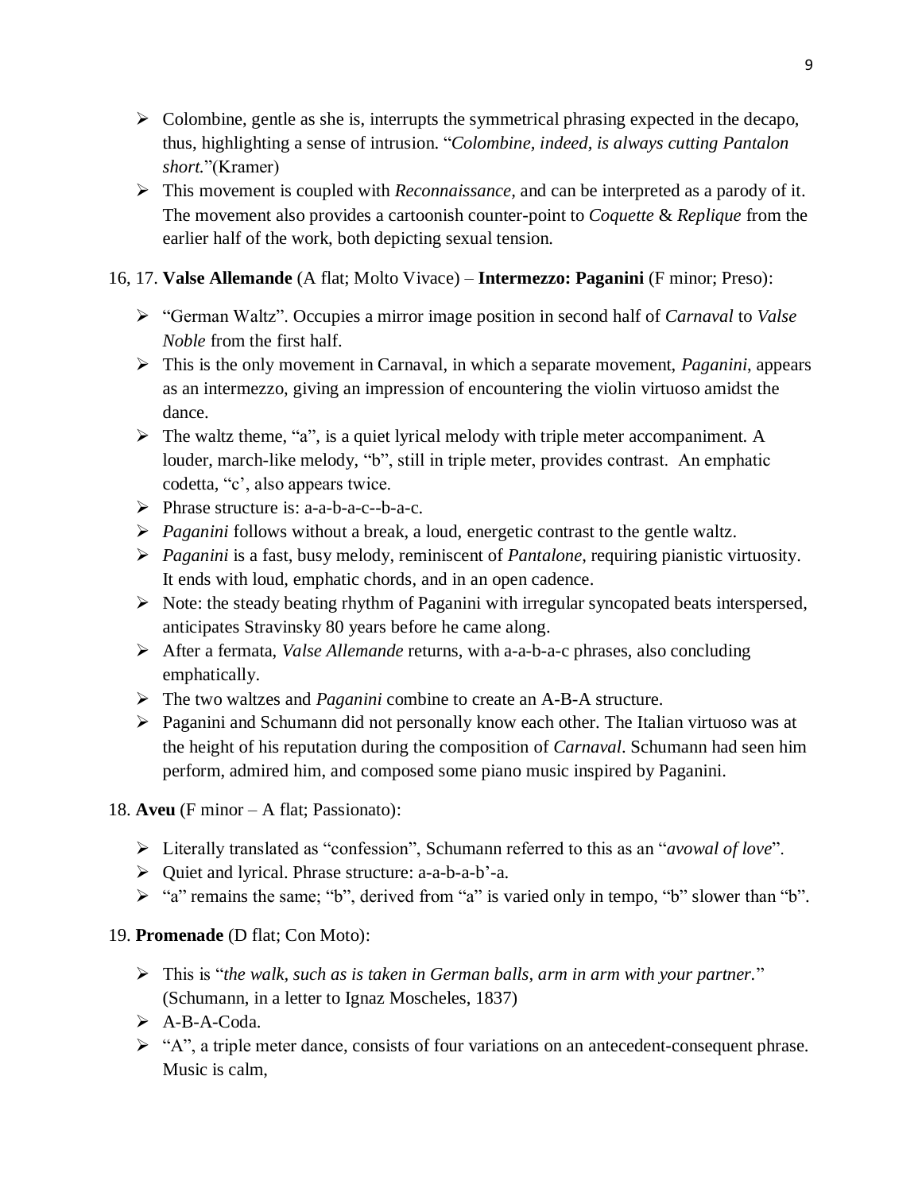- Colombine, gentle as she is, interrupts the symmetrical phrasing expected in the decapo, thus, highlighting a sense of intrusion. "*Colombine, indeed, is always cutting Pantalon short.*"(Kramer)
- This movement is coupled with *Reconnaissance*, and can be interpreted as a parody of it. The movement also provides a cartoonish counter-point to *Coquette* & *Replique* from the earlier half of the work, both depicting sexual tension.

16, 17. **Valse Allemande** (A flat; Molto Vivace) – **Intermezzo: Paganini** (F minor; Preso):

- "German Waltz". Occupies a mirror image position in second half of *Carnaval* to *Valse Noble* from the first half.
- This is the only movement in Carnaval, in which a separate movement, *Paganini*, appears as an intermezzo, giving an impression of encountering the violin virtuoso amidst the dance.
- The waltz theme, "a", is a quiet lyrical melody with triple meter accompaniment. A louder, march-like melody, "b", still in triple meter, provides contrast. An emphatic codetta, "c', also appears twice.
- Phrase structure is: a-a-b-a-c--b-a-c.
- *Paganini* follows without a break, a loud, energetic contrast to the gentle waltz.
- *Paganini* is a fast, busy melody, reminiscent of *Pantalone*, requiring pianistic virtuosity. It ends with loud, emphatic chords, and in an open cadence.
- Note: the steady beating rhythm of Paganini with irregular syncopated beats interspersed, anticipates Stravinsky 80 years before he came along.
- After a fermata, *Valse Allemande* returns, with a-a-b-a-c phrases, also concluding emphatically.
- The two waltzes and *Paganini* combine to create an A-B-A structure.
- Paganini and Schumann did not personally know each other. The Italian virtuoso was at the height of his reputation during the composition of *Carnaval*. Schumann had seen him perform, admired him, and composed some piano music inspired by Paganini.

18. **Aveu** (F minor – A flat; Passionato):

- Literally translated as "confession", Schumann referred to this as an "*avowal of love*".
- Quiet and lyrical. Phrase structure: a-a-b-a-b'-a.
- "a" remains the same; "b", derived from "a" is varied only in tempo, "b" slower than "b".

19. **Promenade** (D flat; Con Moto):

- This is "*the walk, such as is taken in German balls, arm in arm with your partner.*" (Schumann, in a letter to Ignaz Moscheles, 1837)
- A-B-A-Coda.
- "A", a triple meter dance, consists of four variations on an antecedent-consequent phrase. Music is calm,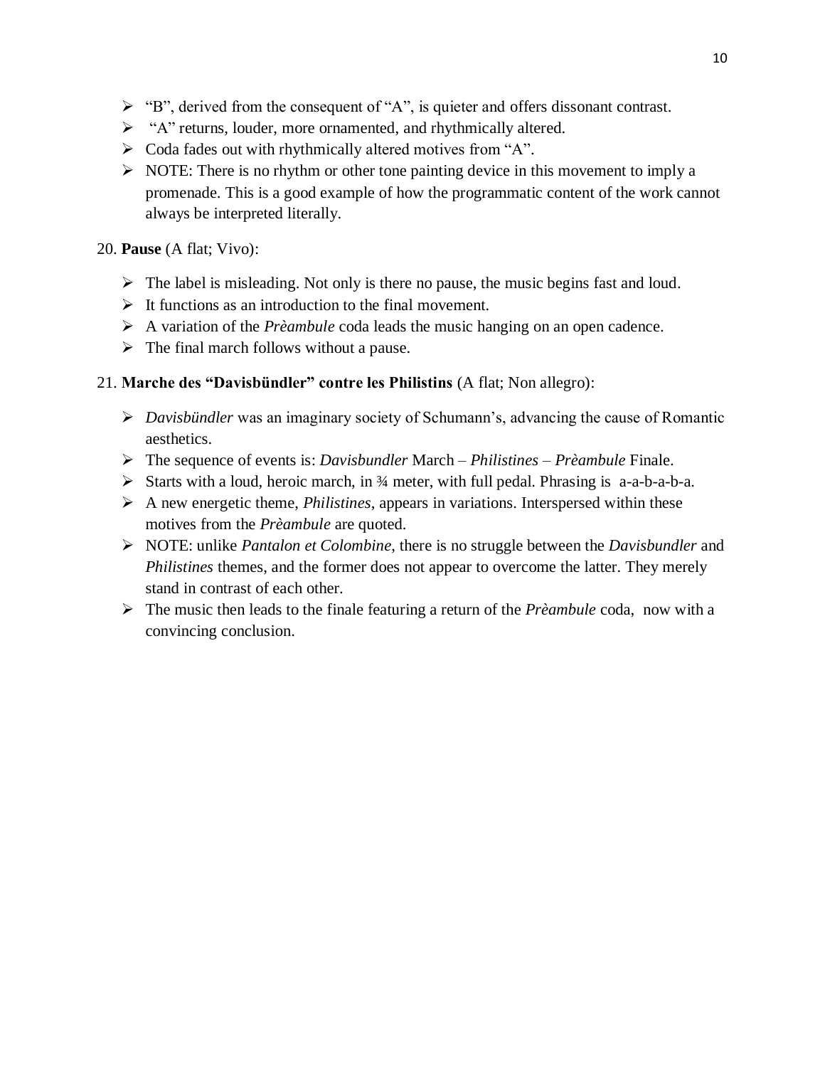- "B", derived from the consequent of "A", is quieter and offers dissonant contrast.
- "A" returns, louder, more ornamented, and rhythmically altered.
- Coda fades out with rhythmically altered motives from "A".
- NOTE: There is no rhythm or other tone painting device in this movement to imply a promenade. This is a good example of how the programmatic content of the work cannot always be interpreted literally.

20. **Pause** (A flat; Vivo):

- The label is misleading. Not only is there no pause, the music begins fast and loud.
- It functions as an introduction to the final movement.
- A variation of the *Prèambule* coda leads the music hanging on an open cadence.
- The final march follows without a pause.

21. **Marche des "Davisbündler" contre les Philistins** (A flat; Non allegro):

- *Davisbündler* was an imaginary society of Schumann's, advancing the cause of Romantic aesthetics.
- The sequence of events is: *Davisbundler* March – *Philistines* – *Prèambule* Finale.
- Starts with a loud, heroic march, in ¾ meter, with full pedal. Phrasing is a-a-b-a-b-a.
- A new energetic theme, *Philistines*, appears in variations. Interspersed within these motives from the *Prèambule* are quoted.
- NOTE: unlike *Pantalon et Colombine*, there is no struggle between the *Davisbundler* and *Philistines* themes, and the former does not appear to overcome the latter. They merely stand in contrast of each other.
- The music then leads to the finale featuring a return of the *Prèambule* coda, now with a convincing conclusion.